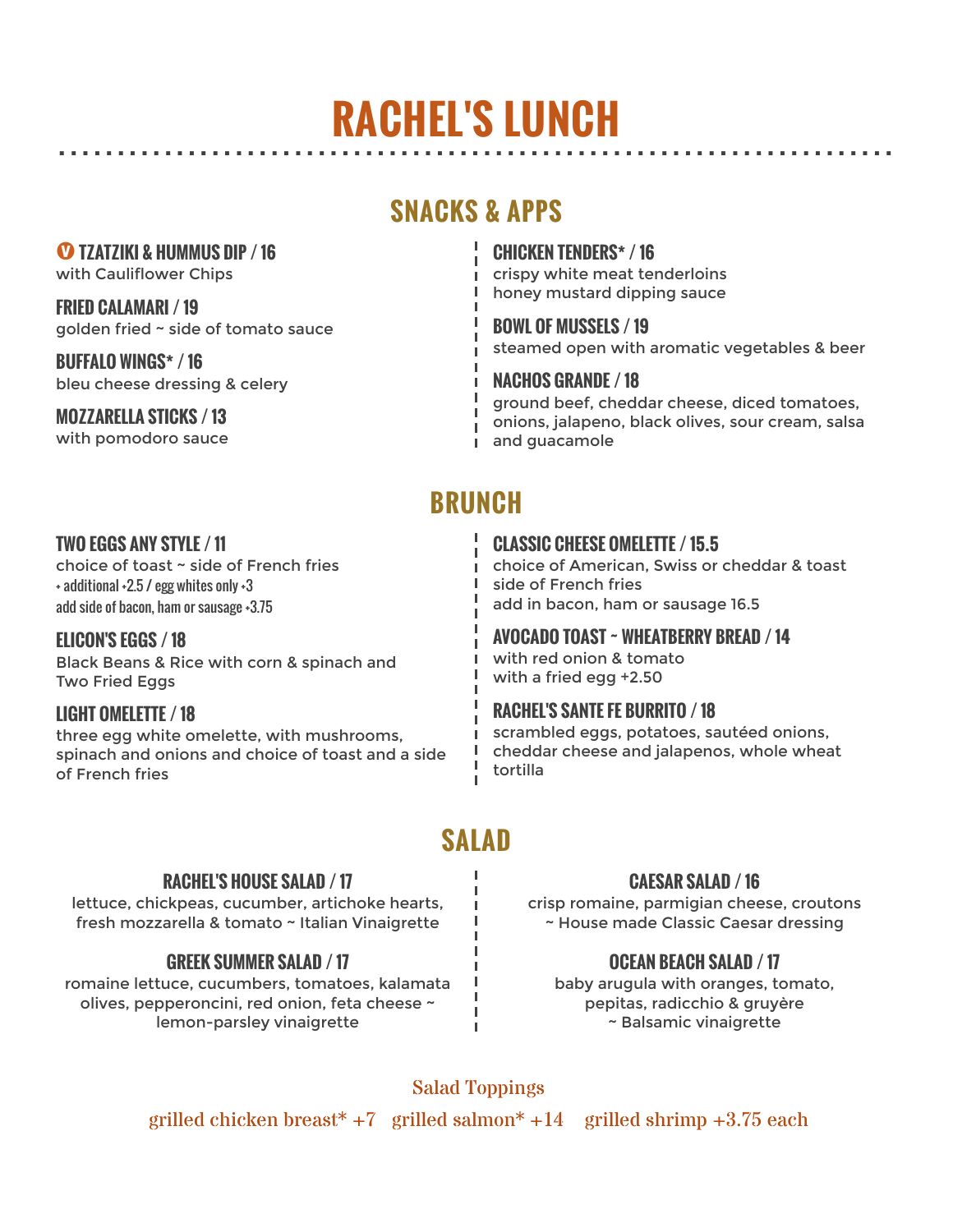# RACHEL'S LUNCH

## SNACKS & APPS

**V TZATZIKI & HUMMUS DIP / 16**
with Cauliflower Chips

**FRIED CALAMARI / 19**
golden fried ~ side of tomato sauce

**BUFFALO WINGS* / 16**
bleu cheese dressing & celery

**MOZZARELLA STICKS / 13**
with pomodoro sauce

**CHICKEN TENDERS* / 16**
crispy white meat tenderloins
honey mustard dipping sauce

**BOWL OF MUSSELS / 19**
steamed open with aromatic vegetables & beer

**NACHOS GRANDE / 18**
ground beef, cheddar cheese, diced tomatoes, onions, jalapeno, black olives, sour cream, salsa and guacamole

## BRUNCH

**TWO EGGS ANY STYLE / 11**
choice of toast ~ side of French fries
+ additional +2.5 / egg whites only +3
add side of bacon, ham or sausage +3.75

**ELICON'S EGGS / 18**
Black Beans & Rice with corn & spinach and Two Fried Eggs

**LIGHT OMELETTE / 18**
three egg white omelette, with mushrooms, spinach and onions and choice of toast and a side of French fries

**CLASSIC CHEESE OMELETTE / 15.5**
choice of American, Swiss or cheddar & toast
side of French fries
add in bacon, ham or sausage 16.5

**AVOCADO TOAST ~ WHEATBERRY BREAD / 14**
with red onion & tomato
with a fried egg +2.50

**RACHEL'S SANTE FE BURRITO / 18**
scrambled eggs, potatoes, sautéed onions, cheddar cheese and jalapenos, whole wheat tortilla

## SALAD

**RACHEL'S HOUSE SALAD / 17**
lettuce, chickpeas, cucumber, artichoke hearts, fresh mozzarella & tomato ~ Italian Vinaigrette

**GREEK SUMMER SALAD / 17**
romaine lettuce, cucumbers, tomatoes, kalamata olives, pepperoncini, red onion, feta cheese ~ lemon-parsley vinaigrette

**CAESAR SALAD / 16**
crisp romaine, parmigian cheese, croutons ~ House made Classic Caesar dressing

**OCEAN BEACH SALAD / 17**
baby arugula with oranges, tomato, pepitas, radicchio & gruyère ~ Balsamic vinaigrette

Salad Toppings

grilled chicken breast* +7 grilled salmon* +14 grilled shrimp +3.75 each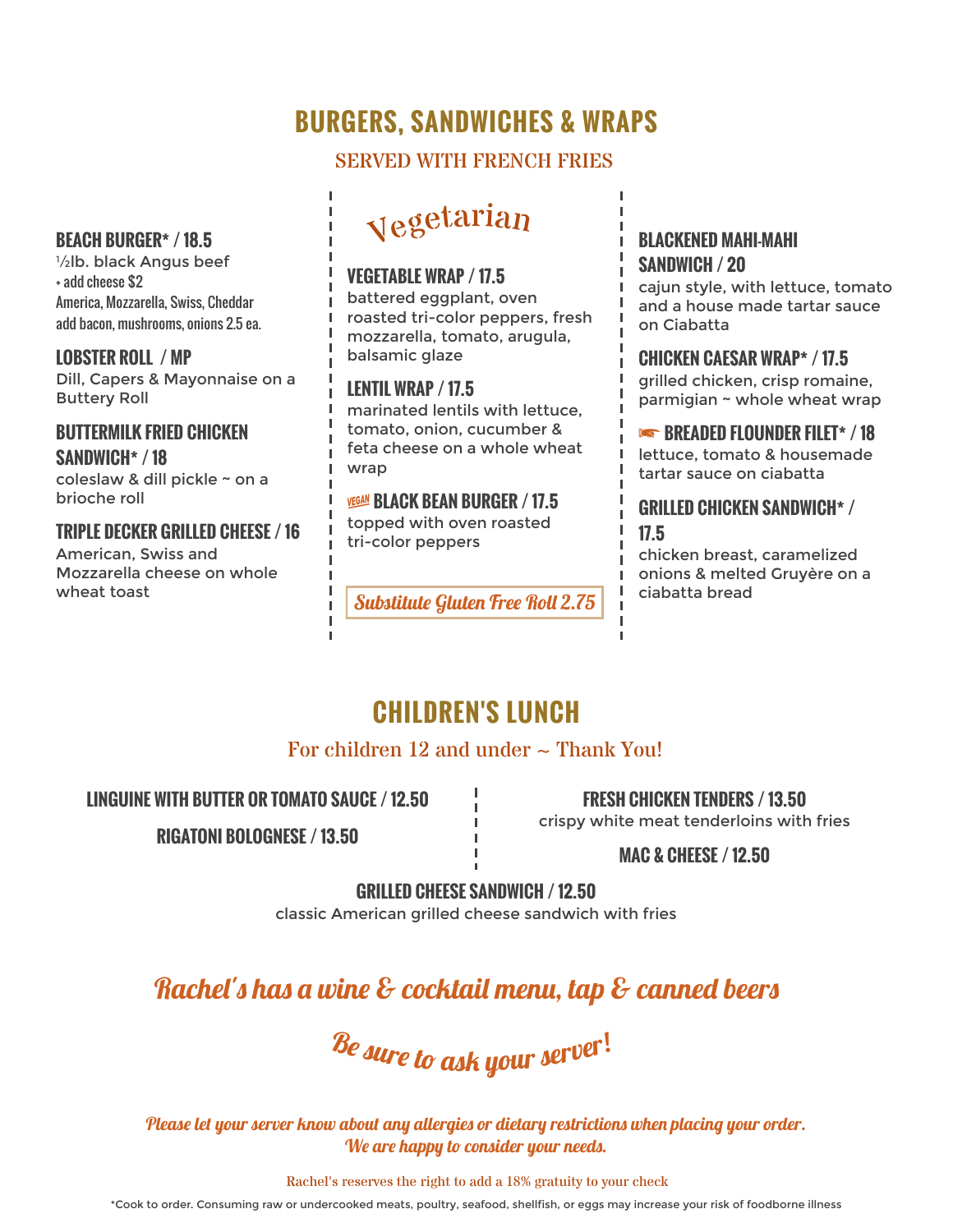## BURGERS, SANDWICHES & WRAPS

SERVED WITH FRENCH FRIES

**BEACH BURGER* / 18.5**
½lb. black Angus beef
+ add cheese $2
America, Mozzarella, Swiss, Cheddar
add bacon, mushrooms, onions 2.5 ea.

**LOBSTER ROLL / MP**
Dill, Capers & Mayonnaise on a Buttery Roll

**BUTTERMILK FRIED CHICKEN SANDWICH* / 18**
coleslaw & dill pickle ~ on a brioche roll

**TRIPLE DECKER GRILLED CHEESE / 16**
American, Swiss and Mozzarella cheese on whole wheat toast

### Vegetarian

**VEGETABLE WRAP / 17.5**
battered eggplant, oven roasted tri-color peppers, fresh mozzarella, tomato, arugula, balsamic glaze

**LENTIL WRAP / 17.5**
marinated lentils with lettuce, tomato, onion, cucumber & feta cheese on a whole wheat wrap

**VEGAN BLACK BEAN BURGER / 17.5**
topped with oven roasted tri-color peppers

*Substitute Gluten Free Roll 2.75*

**BLACKENED MAHI-MAHI SANDWICH / 20**
cajun style, with lettuce, tomato and a house made tartar sauce on Ciabatta

**CHICKEN CAESAR WRAP* / 17.5**
grilled chicken, crisp romaine, parmigian ~ whole wheat wrap

**☛ BREADED FLOUNDER FILET* / 18**
lettuce, tomato & housemade tartar sauce on ciabatta

**GRILLED CHICKEN SANDWICH* / 17.5**
chicken breast, caramelized onions & melted Gruyère on a ciabatta bread

## CHILDREN'S LUNCH

For children 12 and under ~ Thank You!

**LINGUINE WITH BUTTER OR TOMATO SAUCE / 12.50**

**RIGATONI BOLOGNESE / 13.50**

**FRESH CHICKEN TENDERS / 13.50**
crispy white meat tenderloins with fries

**MAC & CHEESE / 12.50**

**GRILLED CHEESE SANDWICH / 12.50**
classic American grilled cheese sandwich with fries

*Rachel's has a wine & cocktail menu, tap & canned beers*

*Be sure to ask your server!*

*Please let your server know about any allergies or dietary restrictions when placing your order. We are happy to consider your needs.*

Rachel's reserves the right to add a 18% gratuity to your check

*Cook to order. Consuming raw or undercooked meats, poultry, seafood, shellfish, or eggs may increase your risk of foodborne illness